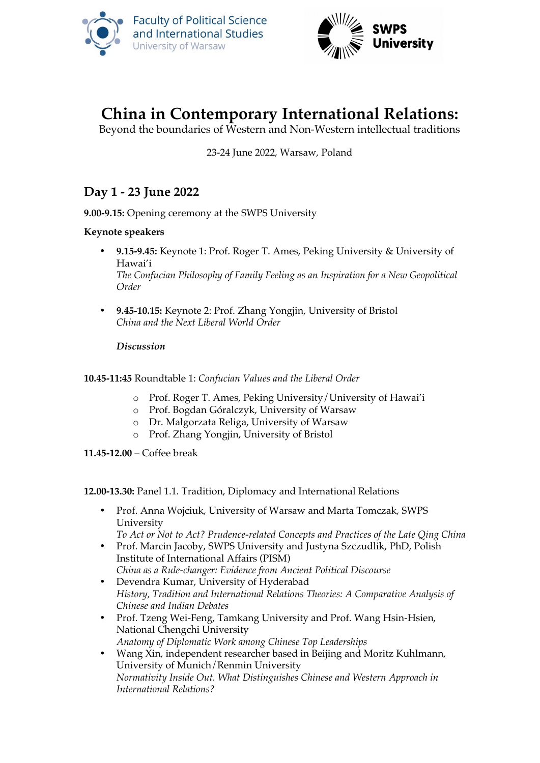Faculty of Political Science and International Studies
University of Warsaw

SWPS University

# China in Contemporary International Relations:

Beyond the boundaries of Western and Non-Western intellectual traditions

23-24 June 2022, Warsaw, Poland

## Day 1 - 23 June 2022

**9.00-9.15:** Opening ceremony at the SWPS University

**Keynote speakers**

- **9.15-9.45:** Keynote 1: Prof. Roger T. Ames, Peking University & University of Hawai'i
  *The Confucian Philosophy of Family Feeling as an Inspiration for a New Geopolitical Order*

- **9.45-10.15:** Keynote 2: Prof. Zhang Yongjin, University of Bristol
  *China and the Next Liberal World Order*

  ***Discussion***

**10.45-11:45** Roundtable 1: *Confucian Values and the Liberal Order*

- Prof. Roger T. Ames, Peking University/University of Hawai'i
- Prof. Bogdan Góralczyk, University of Warsaw
- Dr. Małgorzata Religa, University of Warsaw
- Prof. Zhang Yongjin, University of Bristol

**11.45-12.00** – Coffee break

**12.00-13.30:** Panel 1.1. Tradition, Diplomacy and International Relations

- Prof. Anna Wojciuk, University of Warsaw and Marta Tomczak, SWPS University
  *To Act or Not to Act? Prudence-related Concepts and Practices of the Late Qing China*
- Prof. Marcin Jacoby, SWPS University and Justyna Szczudlik, PhD, Polish Institute of International Affairs (PISM)
  *China as a Rule-changer: Evidence from Ancient Political Discourse*
- Devendra Kumar, University of Hyderabad
  *History, Tradition and International Relations Theories: A Comparative Analysis of Chinese and Indian Debates*
- Prof. Tzeng Wei-Feng, Tamkang University and Prof. Wang Hsin-Hsien, National Chengchi University
  *Anatomy of Diplomatic Work among Chinese Top Leaderships*
- Wang Xin, independent researcher based in Beijing and Moritz Kuhlmann, University of Munich/Renmin University
  *Normativity Inside Out. What Distinguishes Chinese and Western Approach in International Relations?*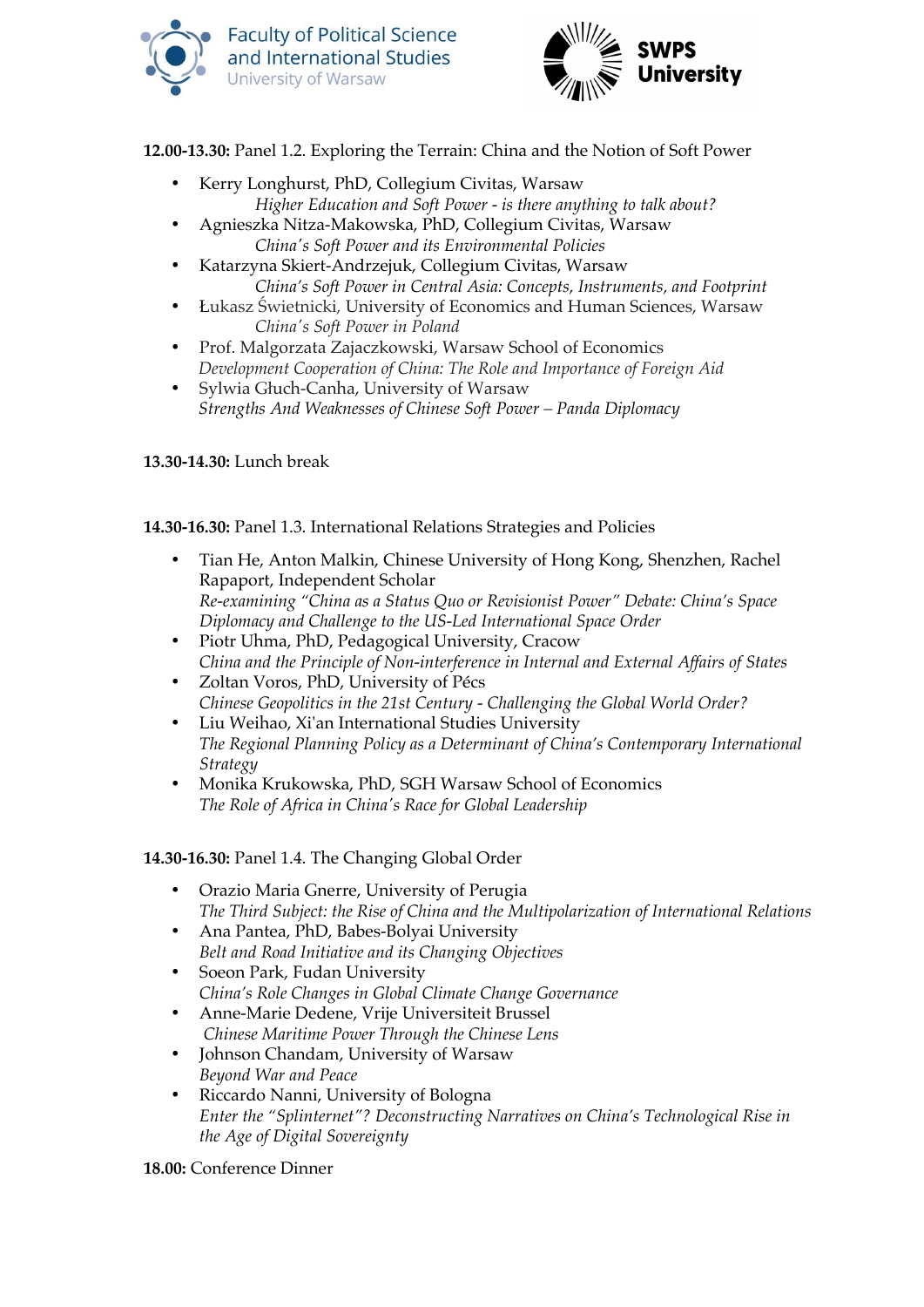**12.00-13.30:** Panel 1.2. Exploring the Terrain: China and the Notion of Soft Power

- Kerry Longhurst, PhD, Collegium Civitas, Warsaw
  *Higher Education and Soft Power - is there anything to talk about?*
- Agnieszka Nitza-Makowska, PhD, Collegium Civitas, Warsaw
  *China's Soft Power and its Environmental Policies*
- Katarzyna Skiert-Andrzejuk, Collegium Civitas, Warsaw
  *China's Soft Power in Central Asia: Concepts, Instruments, and Footprint*
- Łukasz Świetnicki, University of Economics and Human Sciences, Warsaw
  *China's Soft Power in Poland*
- Prof. Malgorzata Zajaczkowski, Warsaw School of Economics
  *Development Cooperation of China: The Role and Importance of Foreign Aid*
- Sylwia Głuch-Canha, University of Warsaw
  *Strengths And Weaknesses of Chinese Soft Power – Panda Diplomacy*

**13.30-14.30:** Lunch break

**14.30-16.30:** Panel 1.3. International Relations Strategies and Policies

- Tian He, Anton Malkin, Chinese University of Hong Kong, Shenzhen, Rachel Rapaport, Independent Scholar
  *Re-examining "China as a Status Quo or Revisionist Power" Debate: China's Space Diplomacy and Challenge to the US-Led International Space Order*
- Piotr Uhma, PhD, Pedagogical University, Cracow
  *China and the Principle of Non-interference in Internal and External Affairs of States*
- Zoltan Voros, PhD, University of Pécs
  *Chinese Geopolitics in the 21st Century - Challenging the Global World Order?*
- Liu Weihao, Xi'an International Studies University
  *The Regional Planning Policy as a Determinant of China's Contemporary International Strategy*
- Monika Krukowska, PhD, SGH Warsaw School of Economics
  *The Role of Africa in China's Race for Global Leadership*

**14.30-16.30:** Panel 1.4. The Changing Global Order

- Orazio Maria Gnerre, University of Perugia
  *The Third Subject: the Rise of China and the Multipolarization of International Relations*
- Ana Pantea, PhD, Babes-Bolyai University
  *Belt and Road Initiative and its Changing Objectives*
- Soeon Park, Fudan University
  *China's Role Changes in Global Climate Change Governance*
- Anne-Marie Dedene, Vrije Universiteit Brussel
  *Chinese Maritime Power Through the Chinese Lens*
- Johnson Chandam, University of Warsaw
  *Beyond War and Peace*
- Riccardo Nanni, University of Bologna
  *Enter the "Splinternet"? Deconstructing Narratives on China's Technological Rise in the Age of Digital Sovereignty*

**18.00:** Conference Dinner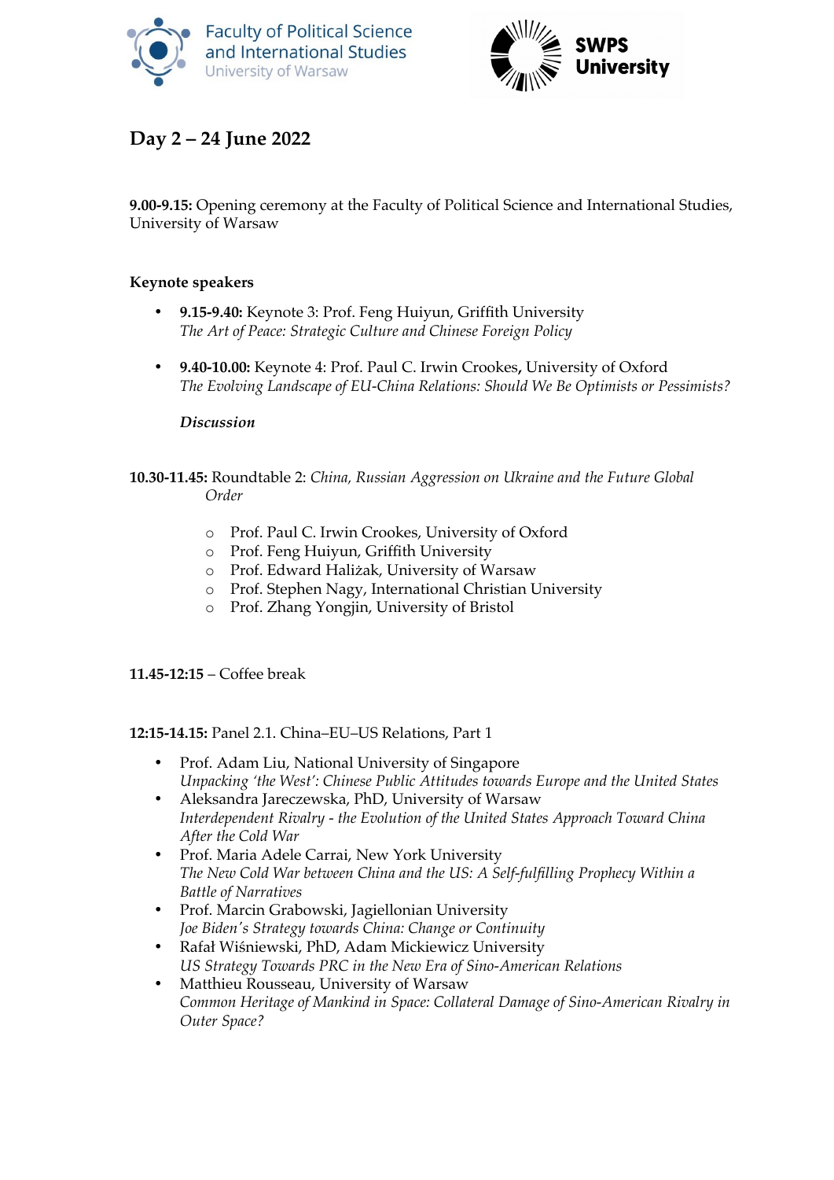## Day 2 – 24 June 2022

**9.00-9.15:** Opening ceremony at the Faculty of Political Science and International Studies, University of Warsaw

**Keynote speakers**

- **9.15-9.40:** Keynote 3: Prof. Feng Huiyun, Griffith University
  *The Art of Peace: Strategic Culture and Chinese Foreign Policy*
- **9.40-10.00:** Keynote 4: Prof. Paul C. Irwin Crookes**,** University of Oxford
  *The Evolving Landscape of EU-China Relations: Should We Be Optimists or Pessimists?*

  ***Discussion***

**10.30-11.45:** Roundtable 2: *China, Russian Aggression on Ukraine and the Future Global Order*

- Prof. Paul C. Irwin Crookes, University of Oxford
- Prof. Feng Huiyun, Griffith University
- Prof. Edward Haliżak, University of Warsaw
- Prof. Stephen Nagy, International Christian University
- Prof. Zhang Yongjin, University of Bristol

**11.45-12:15** – Coffee break

**12:15-14.15:** Panel 2.1. China–EU–US Relations, Part 1

- Prof. Adam Liu, National University of Singapore
  *Unpacking 'the West': Chinese Public Attitudes towards Europe and the United States*
- Aleksandra Jareczewska, PhD, University of Warsaw
  *Interdependent Rivalry - the Evolution of the United States Approach Toward China After the Cold War*
- Prof. Maria Adele Carrai, New York University
  *The New Cold War between China and the US: A Self-fulfilling Prophecy Within a Battle of Narratives*
- Prof. Marcin Grabowski, Jagiellonian University
  *Joe Biden's Strategy towards China: Change or Continuity*
- Rafał Wiśniewski, PhD, Adam Mickiewicz University
  *US Strategy Towards PRC in the New Era of Sino-American Relations*
- Matthieu Rousseau, University of Warsaw
  *Common Heritage of Mankind in Space: Collateral Damage of Sino-American Rivalry in Outer Space?*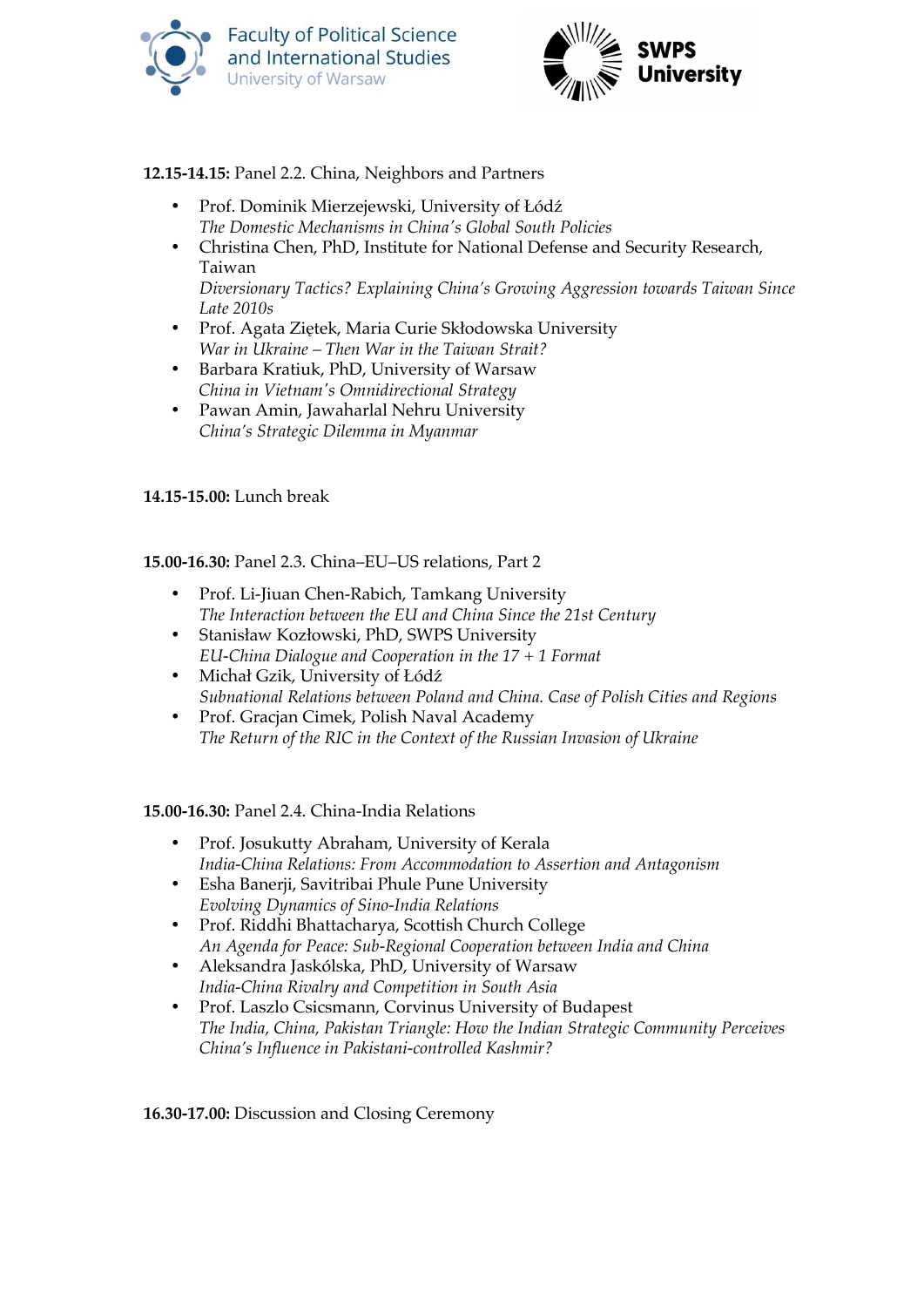**12.15-14.15:** Panel 2.2. China, Neighbors and Partners

- Prof. Dominik Mierzejewski, University of Łódź
  *The Domestic Mechanisms in China's Global South Policies*
- Christina Chen, PhD, Institute for National Defense and Security Research, Taiwan
  *Diversionary Tactics? Explaining China's Growing Aggression towards Taiwan Since Late 2010s*
- Prof. Agata Ziętek, Maria Curie Skłodowska University
  *War in Ukraine – Then War in the Taiwan Strait?*
- Barbara Kratiuk, PhD, University of Warsaw
  *China in Vietnam's Omnidirectional Strategy*
- Pawan Amin, Jawaharlal Nehru University
  *China's Strategic Dilemma in Myanmar*

**14.15-15.00:** Lunch break

**15.00-16.30:** Panel 2.3. China–EU–US relations, Part 2

- Prof. Li-Jiuan Chen-Rabich, Tamkang University
  *The Interaction between the EU and China Since the 21st Century*
- Stanisław Kozłowski, PhD, SWPS University
  *EU-China Dialogue and Cooperation in the 17 + 1 Format*
- Michał Gzik, University of Łódź
  *Subnational Relations between Poland and China. Case of Polish Cities and Regions*
- Prof. Gracjan Cimek, Polish Naval Academy
  *The Return of the RIC in the Context of the Russian Invasion of Ukraine*

**15.00-16.30:** Panel 2.4. China-India Relations

- Prof. Josukutty Abraham, University of Kerala
  *India-China Relations: From Accommodation to Assertion and Antagonism*
- Esha Banerji, Savitribai Phule Pune University
  *Evolving Dynamics of Sino-India Relations*
- Prof. Riddhi Bhattacharya, Scottish Church College
  *An Agenda for Peace: Sub-Regional Cooperation between India and China*
- Aleksandra Jaskólska, PhD, University of Warsaw
  *India-China Rivalry and Competition in South Asia*
- Prof. Laszlo Csicsmann, Corvinus University of Budapest
  *The India, China, Pakistan Triangle: How the Indian Strategic Community Perceives China's Influence in Pakistani-controlled Kashmir?*

**16.30-17.00:** Discussion and Closing Ceremony